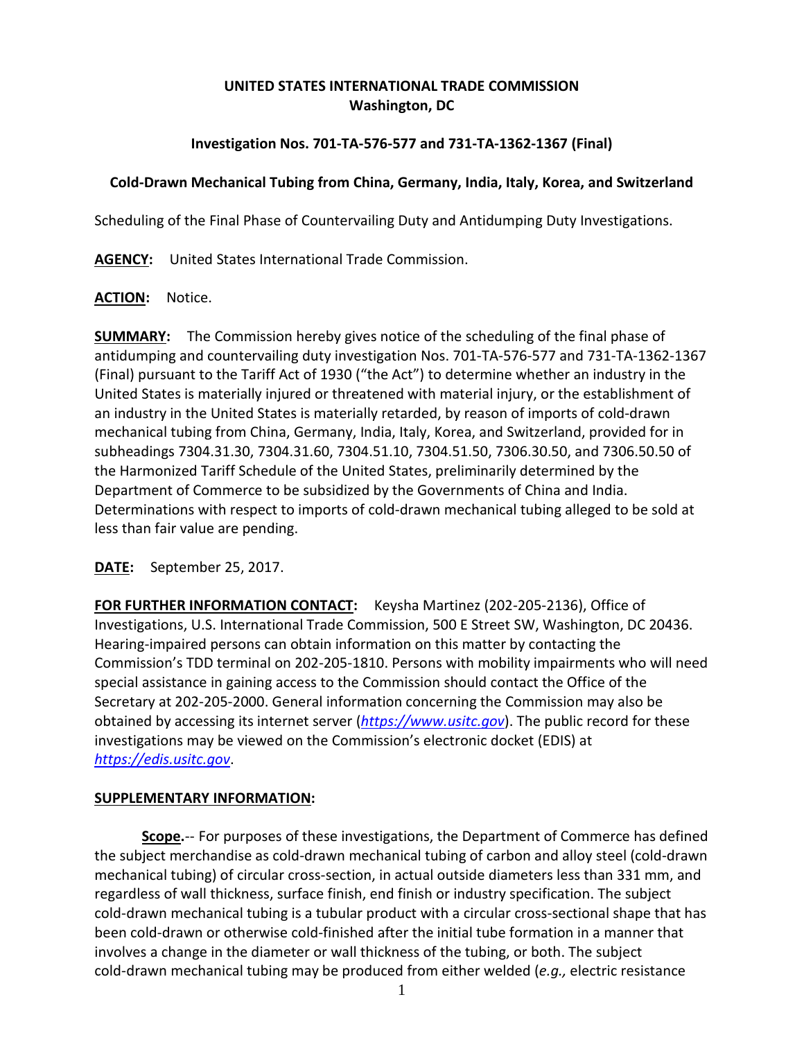**UNITED STATES INTERNATIONAL TRADE COMMISSION**
**Washington, DC**

**Investigation Nos. 701-TA-576-577 and 731-TA-1362-1367 (Final)**

**Cold-Drawn Mechanical Tubing from China, Germany, India, Italy, Korea, and Switzerland**

Scheduling of the Final Phase of Countervailing Duty and Antidumping Duty Investigations.

**AGENCY:** United States International Trade Commission.

**ACTION:** Notice.

**SUMMARY:** The Commission hereby gives notice of the scheduling of the final phase of antidumping and countervailing duty investigation Nos. 701-TA-576-577 and 731-TA-1362-1367 (Final) pursuant to the Tariff Act of 1930 ("the Act") to determine whether an industry in the United States is materially injured or threatened with material injury, or the establishment of an industry in the United States is materially retarded, by reason of imports of cold-drawn mechanical tubing from China, Germany, India, Italy, Korea, and Switzerland, provided for in subheadings 7304.31.30, 7304.31.60, 7304.51.10, 7304.51.50, 7306.30.50, and 7306.50.50 of the Harmonized Tariff Schedule of the United States, preliminarily determined by the Department of Commerce to be subsidized by the Governments of China and India. Determinations with respect to imports of cold-drawn mechanical tubing alleged to be sold at less than fair value are pending.

**DATE:** September 25, 2017.

**FOR FURTHER INFORMATION CONTACT:** Keysha Martinez (202-205-2136), Office of Investigations, U.S. International Trade Commission, 500 E Street SW, Washington, DC 20436. Hearing-impaired persons can obtain information on this matter by contacting the Commission's TDD terminal on 202-205-1810. Persons with mobility impairments who will need special assistance in gaining access to the Commission should contact the Office of the Secretary at 202-205-2000. General information concerning the Commission may also be obtained by accessing its internet server (*https://www.usitc.gov*). The public record for these investigations may be viewed on the Commission's electronic docket (EDIS) at *https://edis.usitc.gov*.

**SUPPLEMENTARY INFORMATION:**

**Scope.**-- For purposes of these investigations, the Department of Commerce has defined the subject merchandise as cold-drawn mechanical tubing of carbon and alloy steel (cold-drawn mechanical tubing) of circular cross-section, in actual outside diameters less than 331 mm, and regardless of wall thickness, surface finish, end finish or industry specification. The subject cold-drawn mechanical tubing is a tubular product with a circular cross-sectional shape that has been cold-drawn or otherwise cold-finished after the initial tube formation in a manner that involves a change in the diameter or wall thickness of the tubing, or both. The subject cold-drawn mechanical tubing may be produced from either welded (*e.g.,* electric resistance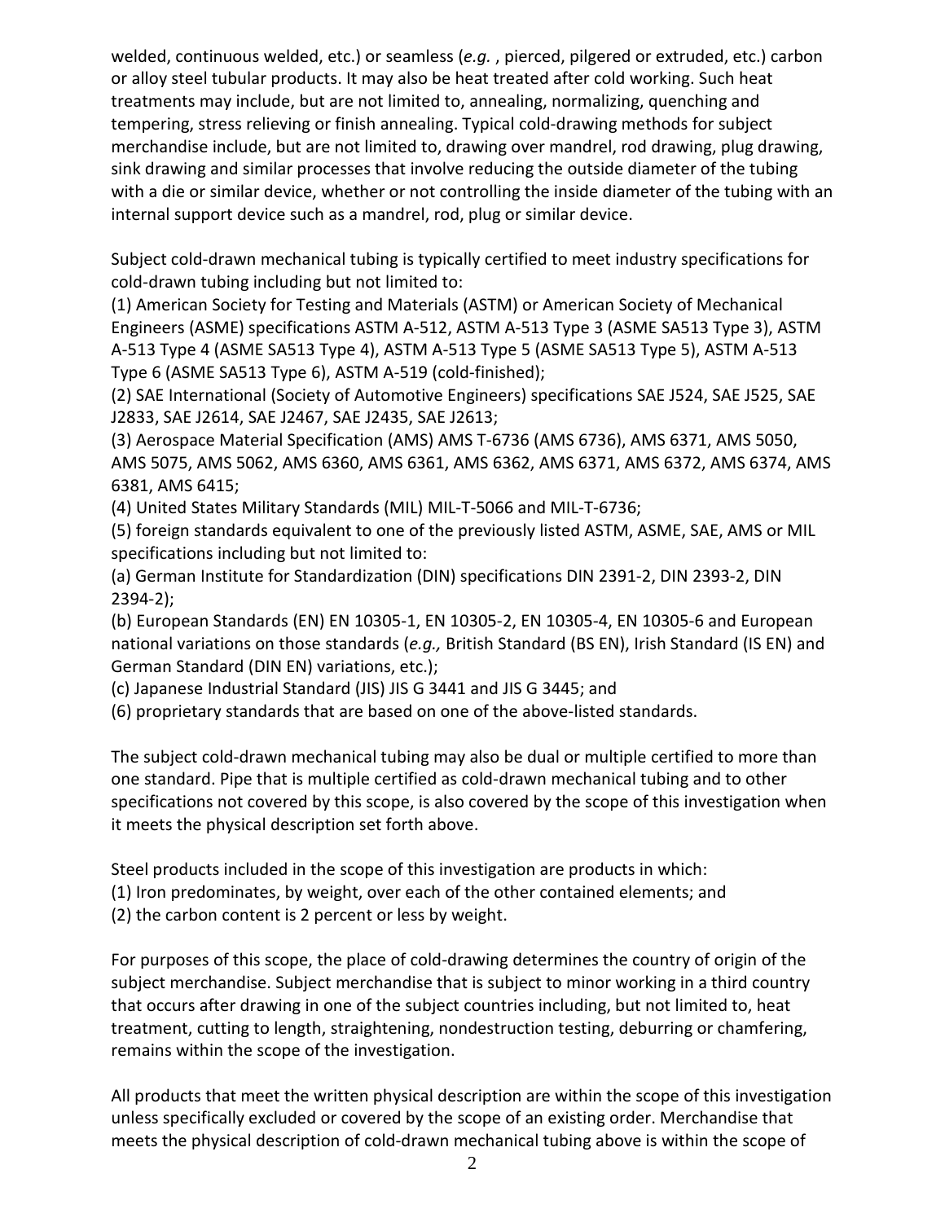welded, continuous welded, etc.) or seamless (*e.g.* , pierced, pilgered or extruded, etc.) carbon or alloy steel tubular products. It may also be heat treated after cold working. Such heat treatments may include, but are not limited to, annealing, normalizing, quenching and tempering, stress relieving or finish annealing. Typical cold-drawing methods for subject merchandise include, but are not limited to, drawing over mandrel, rod drawing, plug drawing, sink drawing and similar processes that involve reducing the outside diameter of the tubing with a die or similar device, whether or not controlling the inside diameter of the tubing with an internal support device such as a mandrel, rod, plug or similar device.

Subject cold-drawn mechanical tubing is typically certified to meet industry specifications for cold-drawn tubing including but not limited to:

(1) American Society for Testing and Materials (ASTM) or American Society of Mechanical Engineers (ASME) specifications ASTM A-512, ASTM A-513 Type 3 (ASME SA513 Type 3), ASTM A-513 Type 4 (ASME SA513 Type 4), ASTM A-513 Type 5 (ASME SA513 Type 5), ASTM A-513 Type 6 (ASME SA513 Type 6), ASTM A-519 (cold-finished);

(2) SAE International (Society of Automotive Engineers) specifications SAE J524, SAE J525, SAE J2833, SAE J2614, SAE J2467, SAE J2435, SAE J2613;

(3) Aerospace Material Specification (AMS) AMS T-6736 (AMS 6736), AMS 6371, AMS 5050, AMS 5075, AMS 5062, AMS 6360, AMS 6361, AMS 6362, AMS 6371, AMS 6372, AMS 6374, AMS 6381, AMS 6415;

(4) United States Military Standards (MIL) MIL-T-5066 and MIL-T-6736;

(5) foreign standards equivalent to one of the previously listed ASTM, ASME, SAE, AMS or MIL specifications including but not limited to:

(a) German Institute for Standardization (DIN) specifications DIN 2391-2, DIN 2393-2, DIN 2394-2);

(b) European Standards (EN) EN 10305-1, EN 10305-2, EN 10305-4, EN 10305-6 and European national variations on those standards (*e.g.,* British Standard (BS EN), Irish Standard (IS EN) and German Standard (DIN EN) variations, etc.);

(c) Japanese Industrial Standard (JIS) JIS G 3441 and JIS G 3445; and

(6) proprietary standards that are based on one of the above-listed standards.

The subject cold-drawn mechanical tubing may also be dual or multiple certified to more than one standard. Pipe that is multiple certified as cold-drawn mechanical tubing and to other specifications not covered by this scope, is also covered by the scope of this investigation when it meets the physical description set forth above.

Steel products included in the scope of this investigation are products in which:

(1) Iron predominates, by weight, over each of the other contained elements; and

(2) the carbon content is 2 percent or less by weight.

For purposes of this scope, the place of cold-drawing determines the country of origin of the subject merchandise. Subject merchandise that is subject to minor working in a third country that occurs after drawing in one of the subject countries including, but not limited to, heat treatment, cutting to length, straightening, nondestruction testing, deburring or chamfering, remains within the scope of the investigation.

All products that meet the written physical description are within the scope of this investigation unless specifically excluded or covered by the scope of an existing order. Merchandise that meets the physical description of cold-drawn mechanical tubing above is within the scope of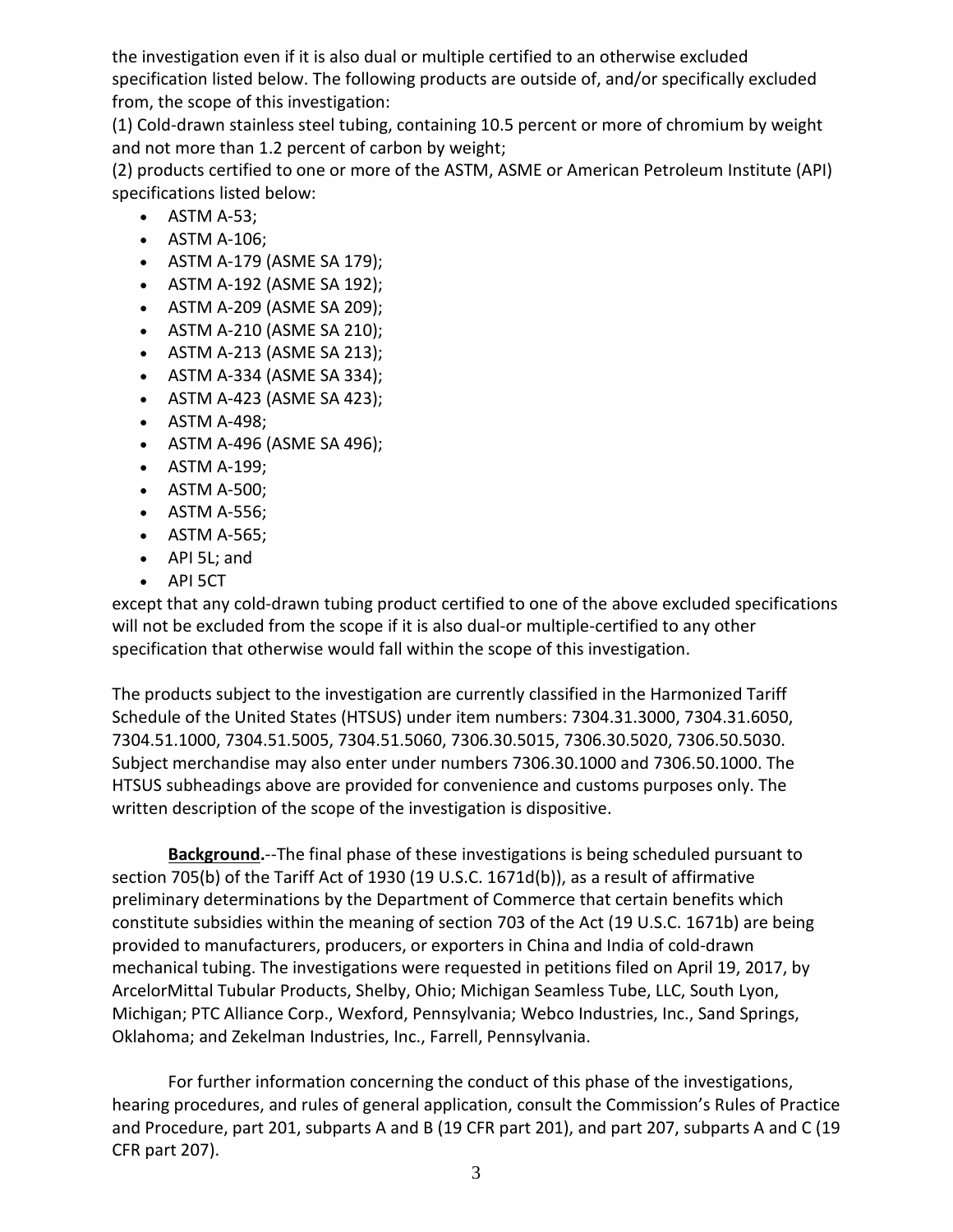the investigation even if it is also dual or multiple certified to an otherwise excluded specification listed below. The following products are outside of, and/or specifically excluded from, the scope of this investigation:

(1) Cold-drawn stainless steel tubing, containing 10.5 percent or more of chromium by weight and not more than 1.2 percent of carbon by weight;

(2) products certified to one or more of the ASTM, ASME or American Petroleum Institute (API) specifications listed below:

- ASTM A-53;
- ASTM A-106;
- ASTM A-179 (ASME SA 179);
- ASTM A-192 (ASME SA 192);
- ASTM A-209 (ASME SA 209);
- ASTM A-210 (ASME SA 210);
- ASTM A-213 (ASME SA 213);
- ASTM A-334 (ASME SA 334);
- ASTM A-423 (ASME SA 423);
- ASTM A-498;
- ASTM A-496 (ASME SA 496);
- ASTM A-199;
- ASTM A-500;
- ASTM A-556;
- ASTM A-565;
- API 5L; and
- API 5CT

except that any cold-drawn tubing product certified to one of the above excluded specifications will not be excluded from the scope if it is also dual-or multiple-certified to any other specification that otherwise would fall within the scope of this investigation.

The products subject to the investigation are currently classified in the Harmonized Tariff Schedule of the United States (HTSUS) under item numbers: 7304.31.3000, 7304.31.6050, 7304.51.1000, 7304.51.5005, 7304.51.5060, 7306.30.5015, 7306.30.5020, 7306.50.5030. Subject merchandise may also enter under numbers 7306.30.1000 and 7306.50.1000. The HTSUS subheadings above are provided for convenience and customs purposes only. The written description of the scope of the investigation is dispositive.

**Background.**--The final phase of these investigations is being scheduled pursuant to section 705(b) of the Tariff Act of 1930 (19 U.S.C. 1671d(b)), as a result of affirmative preliminary determinations by the Department of Commerce that certain benefits which constitute subsidies within the meaning of section 703 of the Act (19 U.S.C. 1671b) are being provided to manufacturers, producers, or exporters in China and India of cold-drawn mechanical tubing. The investigations were requested in petitions filed on April 19, 2017, by ArcelorMittal Tubular Products, Shelby, Ohio; Michigan Seamless Tube, LLC, South Lyon, Michigan; PTC Alliance Corp., Wexford, Pennsylvania; Webco Industries, Inc., Sand Springs, Oklahoma; and Zekelman Industries, Inc., Farrell, Pennsylvania.

For further information concerning the conduct of this phase of the investigations, hearing procedures, and rules of general application, consult the Commission's Rules of Practice and Procedure, part 201, subparts A and B (19 CFR part 201), and part 207, subparts A and C (19 CFR part 207).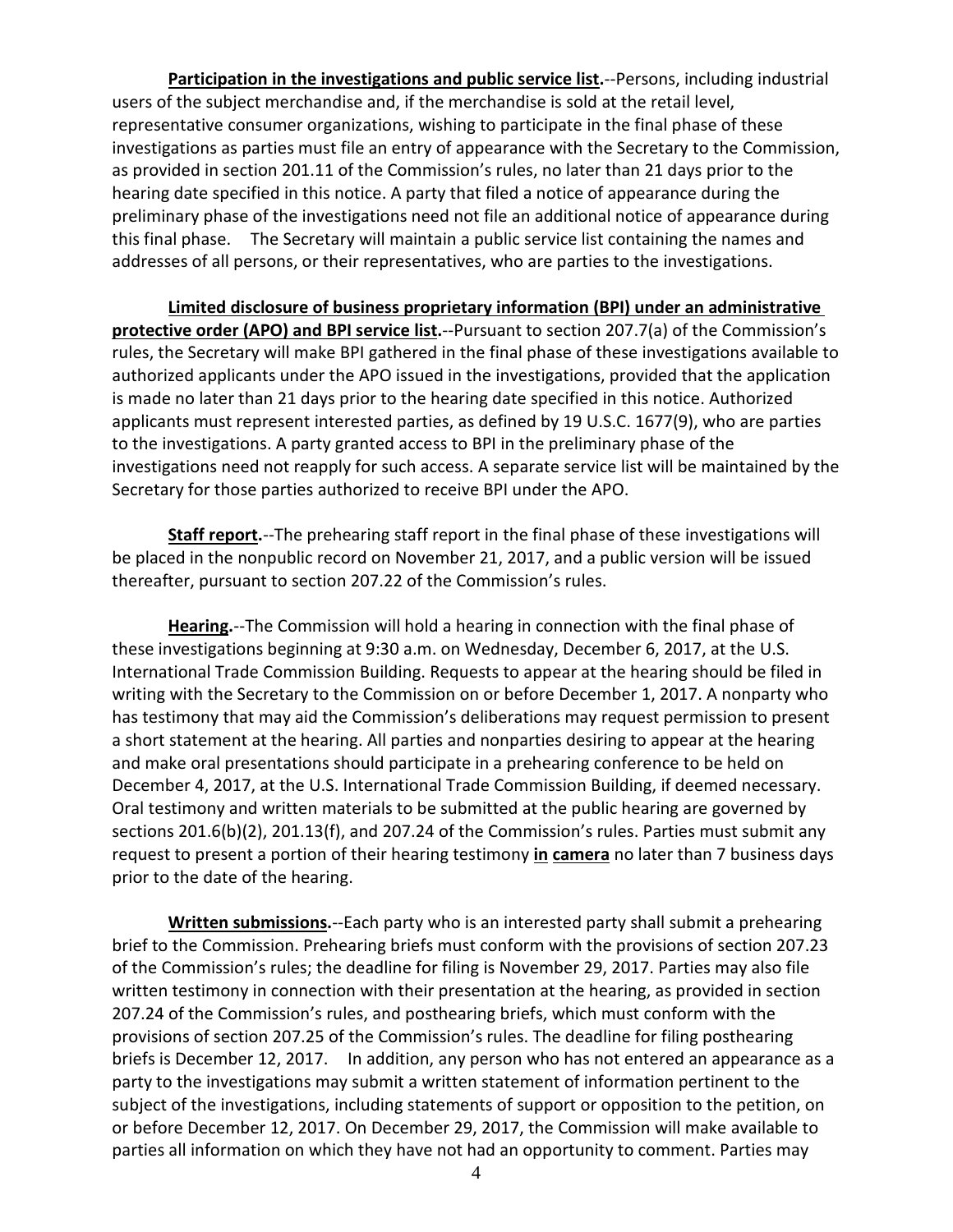**Participation in the investigations and public service list.**--Persons, including industrial users of the subject merchandise and, if the merchandise is sold at the retail level, representative consumer organizations, wishing to participate in the final phase of these investigations as parties must file an entry of appearance with the Secretary to the Commission, as provided in section 201.11 of the Commission's rules, no later than 21 days prior to the hearing date specified in this notice. A party that filed a notice of appearance during the preliminary phase of the investigations need not file an additional notice of appearance during this final phase. The Secretary will maintain a public service list containing the names and addresses of all persons, or their representatives, who are parties to the investigations.

**Limited disclosure of business proprietary information (BPI) under an administrative protective order (APO) and BPI service list.**--Pursuant to section 207.7(a) of the Commission's rules, the Secretary will make BPI gathered in the final phase of these investigations available to authorized applicants under the APO issued in the investigations, provided that the application is made no later than 21 days prior to the hearing date specified in this notice. Authorized applicants must represent interested parties, as defined by 19 U.S.C. 1677(9), who are parties to the investigations. A party granted access to BPI in the preliminary phase of the investigations need not reapply for such access. A separate service list will be maintained by the Secretary for those parties authorized to receive BPI under the APO.

**Staff report.**--The prehearing staff report in the final phase of these investigations will be placed in the nonpublic record on November 21, 2017, and a public version will be issued thereafter, pursuant to section 207.22 of the Commission's rules.

**Hearing.**--The Commission will hold a hearing in connection with the final phase of these investigations beginning at 9:30 a.m. on Wednesday, December 6, 2017, at the U.S. International Trade Commission Building. Requests to appear at the hearing should be filed in writing with the Secretary to the Commission on or before December 1, 2017. A nonparty who has testimony that may aid the Commission's deliberations may request permission to present a short statement at the hearing. All parties and nonparties desiring to appear at the hearing and make oral presentations should participate in a prehearing conference to be held on December 4, 2017, at the U.S. International Trade Commission Building, if deemed necessary. Oral testimony and written materials to be submitted at the public hearing are governed by sections 201.6(b)(2), 201.13(f), and 207.24 of the Commission's rules. Parties must submit any request to present a portion of their hearing testimony **in camera** no later than 7 business days prior to the date of the hearing.

**Written submissions.**--Each party who is an interested party shall submit a prehearing brief to the Commission. Prehearing briefs must conform with the provisions of section 207.23 of the Commission's rules; the deadline for filing is November 29, 2017. Parties may also file written testimony in connection with their presentation at the hearing, as provided in section 207.24 of the Commission's rules, and posthearing briefs, which must conform with the provisions of section 207.25 of the Commission's rules. The deadline for filing posthearing briefs is December 12, 2017. In addition, any person who has not entered an appearance as a party to the investigations may submit a written statement of information pertinent to the subject of the investigations, including statements of support or opposition to the petition, on or before December 12, 2017. On December 29, 2017, the Commission will make available to parties all information on which they have not had an opportunity to comment. Parties may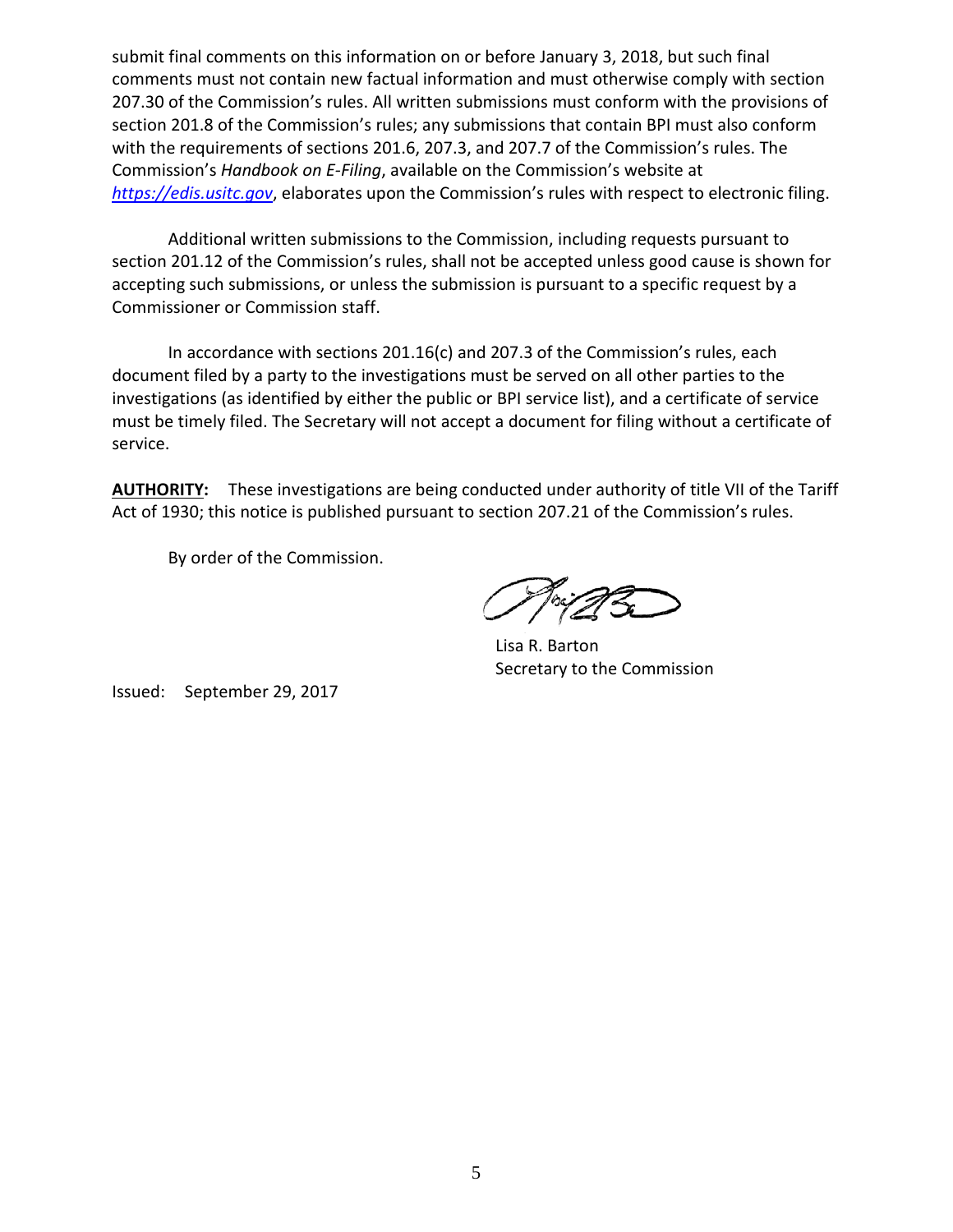submit final comments on this information on or before January 3, 2018, but such final comments must not contain new factual information and must otherwise comply with section 207.30 of the Commission's rules. All written submissions must conform with the provisions of section 201.8 of the Commission's rules; any submissions that contain BPI must also conform with the requirements of sections 201.6, 207.3, and 207.7 of the Commission's rules. The Commission's *Handbook on E-Filing*, available on the Commission's website at *https://edis.usitc.gov*, elaborates upon the Commission's rules with respect to electronic filing.

Additional written submissions to the Commission, including requests pursuant to section 201.12 of the Commission's rules, shall not be accepted unless good cause is shown for accepting such submissions, or unless the submission is pursuant to a specific request by a Commissioner or Commission staff.

In accordance with sections 201.16(c) and 207.3 of the Commission's rules, each document filed by a party to the investigations must be served on all other parties to the investigations (as identified by either the public or BPI service list), and a certificate of service must be timely filed. The Secretary will not accept a document for filing without a certificate of service.

**AUTHORITY:** These investigations are being conducted under authority of title VII of the Tariff Act of 1930; this notice is published pursuant to section 207.21 of the Commission's rules.

By order of the Commission.

Lisa R. Barton
Secretary to the Commission

Issued: September 29, 2017